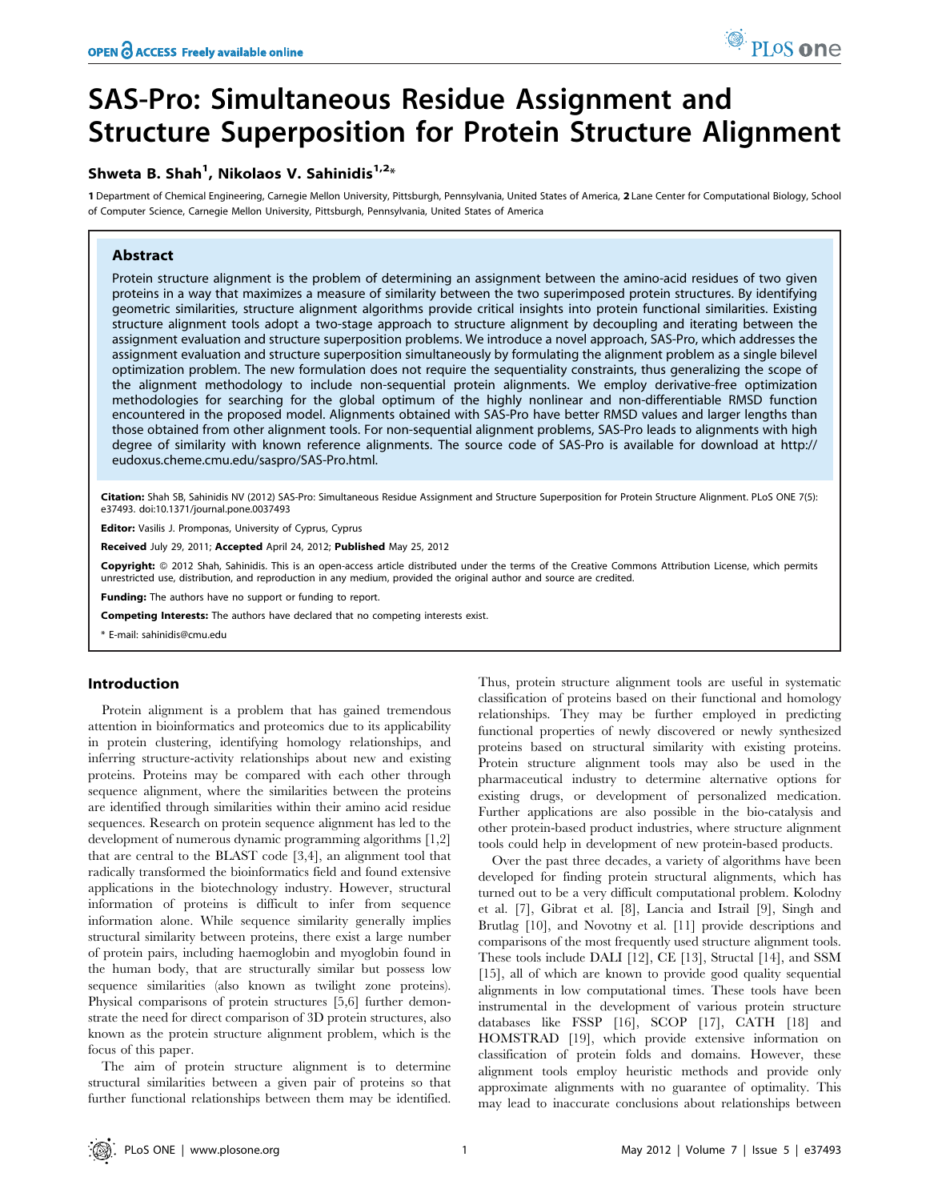# SAS-Pro: Simultaneous Residue Assignment and Structure Superposition for Protein Structure Alignment

**Shweta B. Shah[1], Nikolaos V. Sahinidis[1,2]***

**1** Department of Chemical Engineering, Carnegie Mellon University, Pittsburgh, Pennsylvania, United States of America, **2** Lane Center for Computational Biology, School of Computer Science, Carnegie Mellon University, Pittsburgh, Pennsylvania, United States of America

## Abstract

Protein structure alignment is the problem of determining an assignment between the amino-acid residues of two given proteins in a way that maximizes a measure of similarity between the two superimposed protein structures. By identifying geometric similarities, structure alignment algorithms provide critical insights into protein functional similarities. Existing structure alignment tools adopt a two-stage approach to structure alignment by decoupling and iterating between the assignment evaluation and structure superposition problems. We introduce a novel approach, SAS-Pro, which addresses the assignment evaluation and structure superposition simultaneously by formulating the alignment problem as a single bilevel optimization problem. The new formulation does not require the sequentiality constraints, thus generalizing the scope of the alignment methodology to include non-sequential protein alignments. We employ derivative-free optimization methodologies for searching for the global optimum of the highly nonlinear and non-differentiable RMSD function encountered in the proposed model. Alignments obtained with SAS-Pro have better RMSD values and larger lengths than those obtained from other alignment tools. For non-sequential alignment problems, SAS-Pro leads to alignments with high degree of similarity with known reference alignments. The source code of SAS-Pro is available for download at http://eudoxus.cheme.cmu.edu/saspro/SAS-Pro.html.

**Citation:** Shah SB, Sahinidis NV (2012) SAS-Pro: Simultaneous Residue Assignment and Structure Superposition for Protein Structure Alignment. PLoS ONE 7(5): e37493. doi:10.1371/journal.pone.0037493

**Editor:** Vasilis J. Promponas, University of Cyprus, Cyprus

**Received** July 29, 2011; **Accepted** April 24, 2012; **Published** May 25, 2012

**Copyright:** © 2012 Shah, Sahinidis. This is an open-access article distributed under the terms of the Creative Commons Attribution License, which permits unrestricted use, distribution, and reproduction in any medium, provided the original author and source are credited.

**Funding:** The authors have no support or funding to report.

**Competing Interests:** The authors have declared that no competing interests exist.

\* E-mail: sahinidis@cmu.edu

## Introduction

Protein alignment is a problem that has gained tremendous attention in bioinformatics and proteomics due to its applicability in protein clustering, identifying homology relationships, and inferring structure-activity relationships about new and existing proteins. Proteins may be compared with each other through sequence alignment, where the similarities between the proteins are identified through similarities within their amino acid residue sequences. Research on protein sequence alignment has led to the development of numerous dynamic programming algorithms [1,2] that are central to the BLAST code [3,4], an alignment tool that radically transformed the bioinformatics field and found extensive applications in the biotechnology industry. However, structural information of proteins is difficult to infer from sequence information alone. While sequence similarity generally implies structural similarity between proteins, there exist a large number of protein pairs, including haemoglobin and myoglobin found in the human body, that are structurally similar but possess low sequence similarities (also known as twilight zone proteins). Physical comparisons of protein structures [5,6] further demonstrate the need for direct comparison of 3D protein structures, also known as the protein structure alignment problem, which is the focus of this paper.

The aim of protein structure alignment is to determine structural similarities between a given pair of proteins so that further functional relationships between them may be identified. Thus, protein structure alignment tools are useful in systematic classification of proteins based on their functional and homology relationships. They may be further employed in predicting functional properties of newly discovered or newly synthesized proteins based on structural similarity with existing proteins. Protein structure alignment tools may also be used in the pharmaceutical industry to determine alternative options for existing drugs, or development of personalized medication. Further applications are also possible in the bio-catalysis and other protein-based product industries, where structure alignment tools could help in development of new protein-based products.

Over the past three decades, a variety of algorithms have been developed for finding protein structural alignments, which has turned out to be a very difficult computational problem. Kolodny et al. [7], Gibrat et al. [8], Lancia and Istrail [9], Singh and Brutlag [10], and Novotny et al. [11] provide descriptions and comparisons of the most frequently used structure alignment tools. These tools include DALI [12], CE [13], Structal [14], and SSM [15], all of which are known to provide good quality sequential alignments in low computational times. These tools have been instrumental in the development of various protein structure databases like FSSP [16], SCOP [17], CATH [18] and HOMSTRAD [19], which provide extensive information on classification of protein folds and domains. However, these alignment tools employ heuristic methods and provide only approximate alignments with no guarantee of optimality. This may lead to inaccurate conclusions about relationships between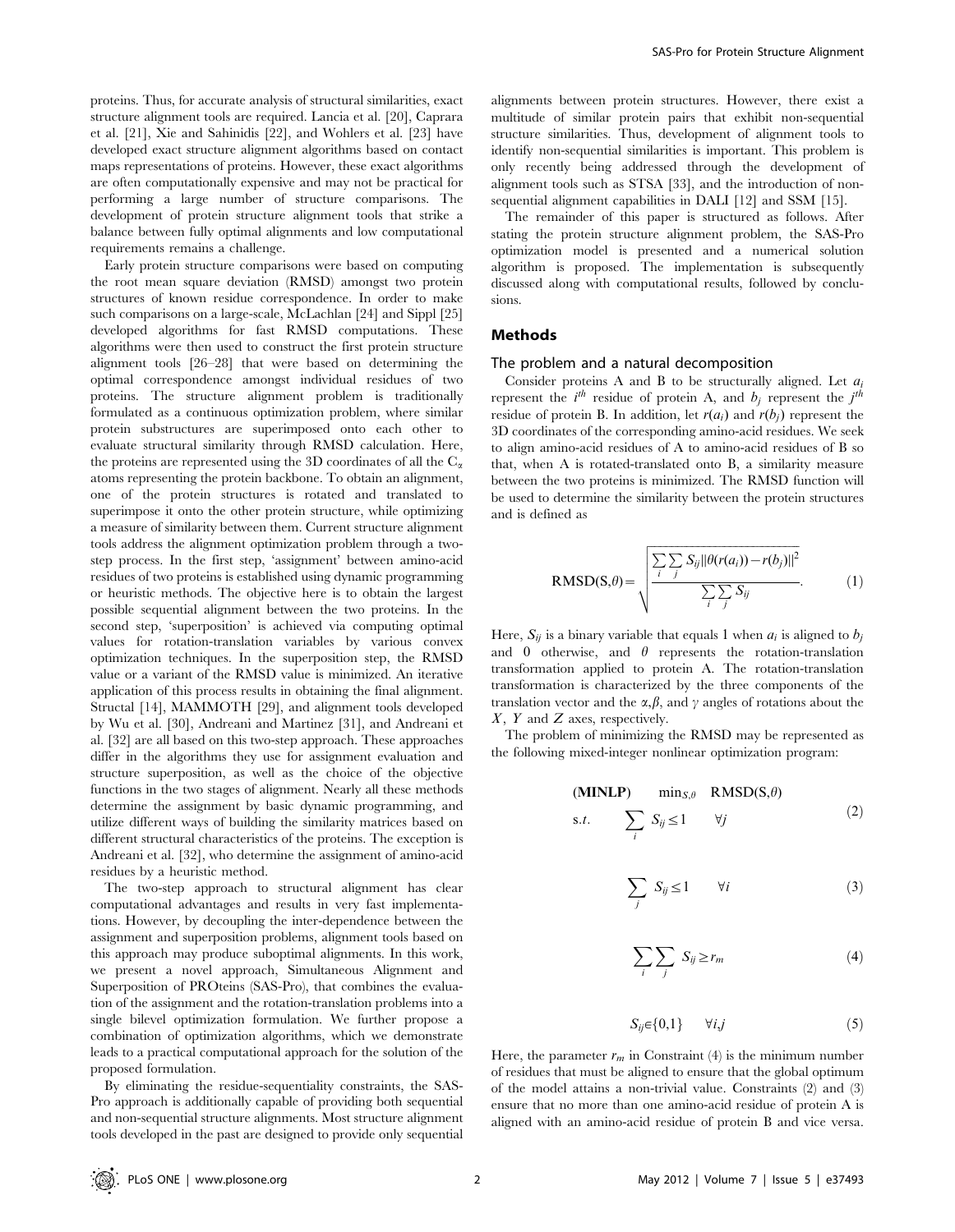proteins. Thus, for accurate analysis of structural similarities, exact structure alignment tools are required. Lancia et al. [20], Caprara et al. [21], Xie and Sahinidis [22], and Wohlers et al. [23] have developed exact structure alignment algorithms based on contact maps representations of proteins. However, these exact algorithms are often computationally expensive and may not be practical for performing a large number of structure comparisons. The development of protein structure alignment tools that strike a balance between fully optimal alignments and low computational requirements remains a challenge.

Early protein structure comparisons were based on computing the root mean square deviation (RMSD) amongst two protein structures of known residue correspondence. In order to make such comparisons on a large-scale, McLachlan [24] and Sippl [25] developed algorithms for fast RMSD computations. These algorithms were then used to construct the first protein structure alignment tools [26–28] that were based on determining the optimal correspondence amongst individual residues of two proteins. The structure alignment problem is traditionally formulated as a continuous optimization problem, where similar protein substructures are superimposed onto each other to evaluate structural similarity through RMSD calculation. Here, the proteins are represented using the 3D coordinates of all the $C_\alpha$ atoms representing the protein backbone. To obtain an alignment, one of the protein structures is rotated and translated to superimpose it onto the other protein structure, while optimizing a measure of similarity between them. Current structure alignment tools address the alignment optimization problem through a two-step process. In the first step, 'assignment' between amino-acid residues of two proteins is established using dynamic programming or heuristic methods. The objective here is to obtain the largest possible sequential alignment between the two proteins. In the second step, 'superposition' is achieved via computing optimal values for rotation-translation variables by various convex optimization techniques. In the superposition step, the RMSD value or a variant of the RMSD value is minimized. An iterative application of this process results in obtaining the final alignment. Structal [14], MAMMOTH [29], and alignment tools developed by Wu et al. [30], Andreani and Martinez [31], and Andreani et al. [32] are all based on this two-step approach. These approaches differ in the algorithms they use for assignment evaluation and structure superposition, as well as the choice of the objective functions in the two stages of alignment. Nearly all these methods determine the assignment by basic dynamic programming, and utilize different ways of building the similarity matrices based on different structural characteristics of the proteins. The exception is Andreani et al. [32], who determine the assignment of amino-acid residues by a heuristic method.

The two-step approach to structural alignment has clear computational advantages and results in very fast implementations. However, by decoupling the inter-dependence between the assignment and superposition problems, alignment tools based on this approach may produce suboptimal alignments. In this work, we present a novel approach, Simultaneous Alignment and Superposition of PROteins (SAS-Pro), that combines the evaluation of the assignment and the rotation-translation problems into a single bilevel optimization formulation. We further propose a combination of optimization algorithms, which we demonstrate leads to a practical computational approach for the solution of the proposed formulation.

By eliminating the residue-sequentiality constraints, the SAS-Pro approach is additionally capable of providing both sequential and non-sequential structure alignments. Most structure alignment tools developed in the past are designed to provide only sequential alignments between protein structures. However, there exist a multitude of similar protein pairs that exhibit non-sequential structure similarities. Thus, development of alignment tools to identify non-sequential similarities is important. This problem is only recently being addressed through the development of alignment tools such as STSA [33], and the introduction of non-sequential alignment capabilities in DALI [12] and SSM [15].

The remainder of this paper is structured as follows. After stating the protein structure alignment problem, the SAS-Pro optimization model is presented and a numerical solution algorithm is proposed. The implementation is subsequently discussed along with computational results, followed by conclusions.

## Methods

### The problem and a natural decomposition

Consider proteins A and B to be structurally aligned. Let $a_i$ represent the $i^{th}$ residue of protein A, and $b_j$ represent the $j^{th}$ residue of protein B. In addition, let $r(a_i)$ and $r(b_j)$ represent the 3D coordinates of the corresponding amino-acid residues. We seek to align amino-acid residues of A to amino-acid residues of B so that, when A is rotated-translated onto B, a similarity measure between the two proteins is minimized. The RMSD function will be used to determine the similarity between the protein structures and is defined as

$$\mathrm{RMSD}(S,\theta) = \sqrt{\frac{\sum_i \sum_j S_{ij} \|\theta(r(a_i)) - r(b_j)\|^2}{\sum_i \sum_j S_{ij}}}. \tag{1}$$

Here, $S_{ij}$ is a binary variable that equals 1 when $a_i$ is aligned to $b_j$ and 0 otherwise, and $\theta$ represents the rotation-translation transformation applied to protein A. The rotation-translation transformation is characterized by the three components of the translation vector and the $\alpha,\beta$, and $\gamma$ angles of rotations about the $X$, $Y$ and $Z$ axes, respectively.

The problem of minimizing the RMSD may be represented as the following mixed-integer nonlinear optimization program:

$$\textbf{(MINLP)} \qquad \min_{S,\theta} \quad \mathrm{RMSD}(S,\theta)$$

$$\text{s.t.} \qquad \sum_i S_{ij} \leq 1 \qquad \forall j \tag{2}$$

$$\sum_j S_{ij} \leq 1 \qquad \forall i \tag{3}$$

$$\sum_i \sum_j S_{ij} \geq r_m \tag{4}$$

$$S_{ij} \in \{0,1\} \qquad \forall i,j \tag{5}$$

Here, the parameter $r_m$ in Constraint (4) is the minimum number of residues that must be aligned to ensure that the global optimum of the model attains a non-trivial value. Constraints (2) and (3) ensure that no more than one amino-acid residue of protein A is aligned with an amino-acid residue of protein B and vice versa.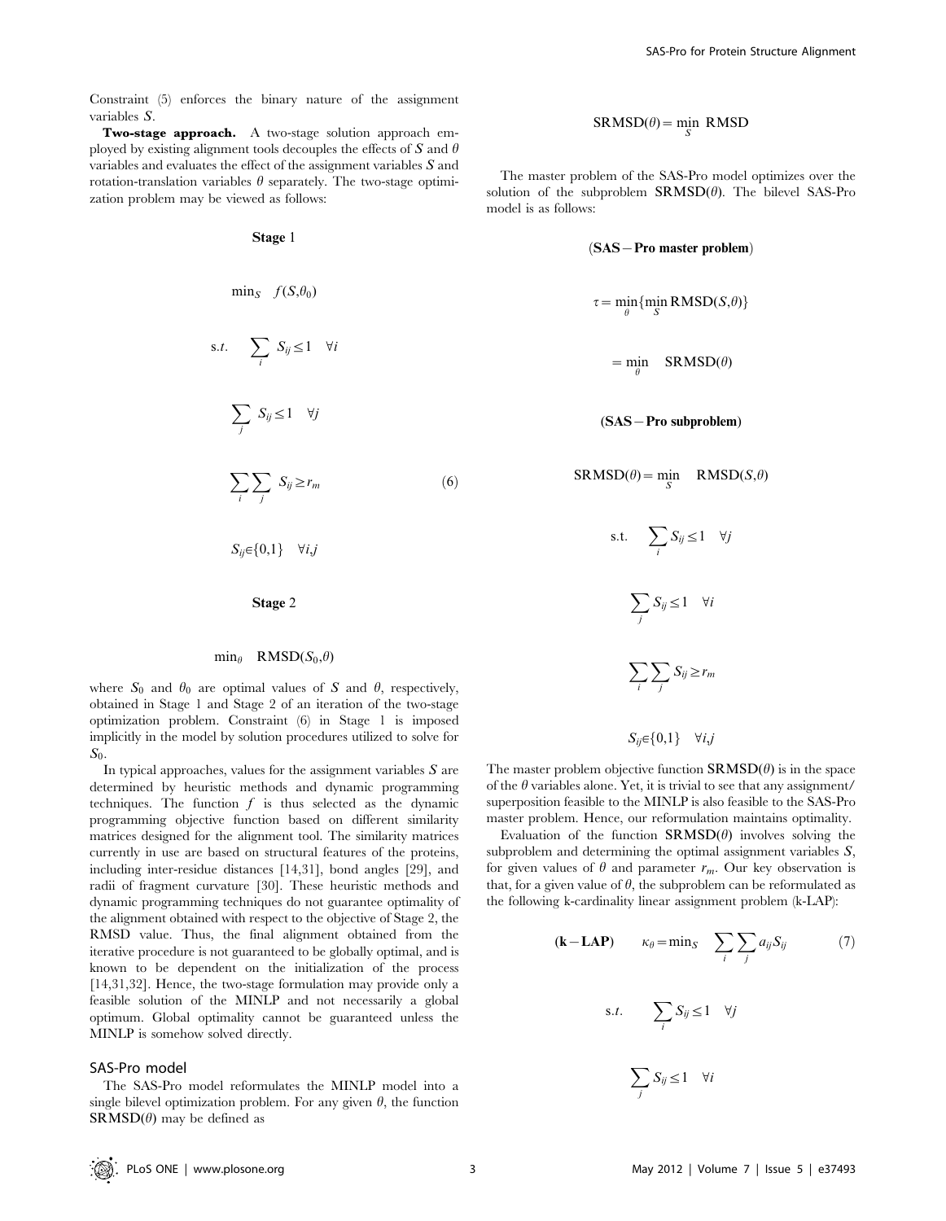Constraint (5) enforces the binary nature of the assignment variables $S$.

**Two-stage approach.** A two-stage solution approach employed by existing alignment tools decouples the effects of $S$ and $\theta$ variables and evaluates the effect of the assignment variables $S$ and rotation-translation variables $\theta$ separately. The two-stage optimization problem may be viewed as follows:

**Stage 1**

$$\min_S \quad f(S,\theta_0)$$

$$\text{s.t.} \quad \sum_i S_{ij} \le 1 \quad \forall i$$

$$\sum_j S_{ij} \le 1 \quad \forall j$$

$$\sum_i \sum_j S_{ij} \ge r_m \tag{6}$$

$$S_{ij} \in \{0,1\} \quad \forall i,j$$

**Stage 2**

$$\min_\theta \quad \text{RMSD}(S_0,\theta)$$

where $S_0$ and $\theta_0$ are optimal values of $S$ and $\theta$, respectively, obtained in Stage 1 and Stage 2 of an iteration of the two-stage optimization problem. Constraint (6) in Stage 1 is imposed implicitly in the model by solution procedures utilized to solve for $S_0$.

In typical approaches, values for the assignment variables $S$ are determined by heuristic methods and dynamic programming techniques. The function $f$ is thus selected as the dynamic programming objective function based on different similarity matrices designed for the alignment tool. The similarity matrices currently in use are based on structural features of the proteins, including inter-residue distances [14,31], bond angles [29], and radii of fragment curvature [30]. These heuristic methods and dynamic programming techniques do not guarantee optimality of the alignment obtained with respect to the objective of Stage 2, the RMSD value. Thus, the final alignment obtained from the iterative procedure is not guaranteed to be globally optimal, and is known to be dependent on the initialization of the process [14,31,32]. Hence, the two-stage formulation may provide only a feasible solution of the MINLP and not necessarily a global optimum. Global optimality cannot be guaranteed unless the MINLP is somehow solved directly.

## SAS-Pro model

The SAS-Pro model reformulates the MINLP model into a single bilevel optimization problem. For any given $\theta$, the function $\textbf{SRMSD}(\theta)$ may be defined as

$$\text{SRMSD}(\theta) = \min_S \ \text{RMSD}$$

The master problem of the SAS-Pro model optimizes over the solution of the subproblem $\textbf{SRMSD}(\theta)$. The bilevel SAS-Pro model is as follows:

$$(\textbf{SAS}-\textbf{Pro master problem})$$

$$\tau = \min_\theta \{\min_S \text{RMSD}(S,\theta)\}$$

$$= \min_\theta \quad \text{SRMSD}(\theta)$$

$$(\textbf{SAS}-\textbf{Pro subproblem})$$

$$\text{SRMSD}(\theta) = \min_S \quad \text{RMSD}(S,\theta)$$

$$\text{s.t.} \quad \sum_i S_{ij} \le 1 \quad \forall j$$

$$\sum_j S_{ij} \le 1 \quad \forall i$$

$$\sum_i \sum_j S_{ij} \ge r_m$$

$$S_{ij} \in \{0,1\} \quad \forall i,j$$

The master problem objective function $\textbf{SRMSD}(\theta)$ is in the space of the $\theta$ variables alone. Yet, it is trivial to see that any assignment/superposition feasible to the MINLP is also feasible to the SAS-Pro master problem. Hence, our reformulation maintains optimality.

Evaluation of the function $\textbf{SRMSD}(\theta)$ involves solving the subproblem and determining the optimal assignment variables $S$, for given values of $\theta$ and parameter $r_m$. Our key observation is that, for a given value of $\theta$, the subproblem can be reformulated as the following k-cardinality linear assignment problem (k-LAP):

$$(\textbf{k}-\textbf{LAP}) \qquad \kappa_\theta = \min_S \quad \sum_i \sum_j a_{ij} S_{ij} \tag{7}$$

$$\text{s.t.} \quad \sum_i S_{ij} \le 1 \quad \forall j$$

$$\sum_j S_{ij} \le 1 \quad \forall i$$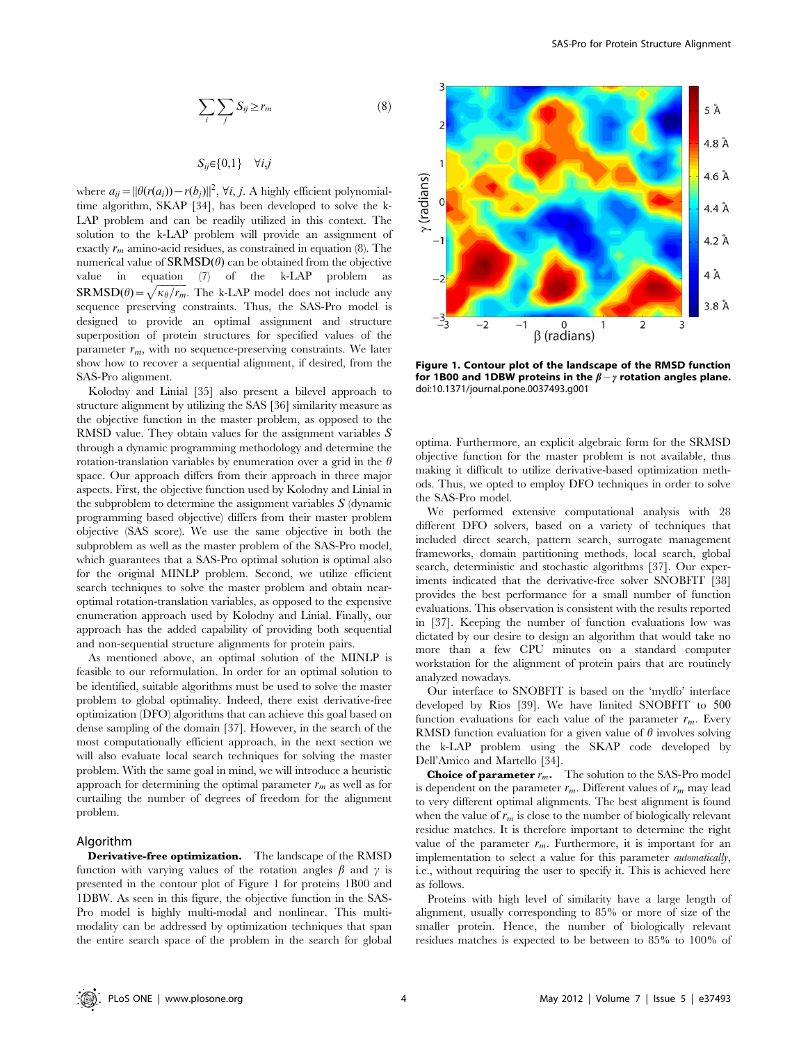$$\sum_i \sum_j S_{ij} \geq r_m \tag{8}$$

$$S_{ij} \in \{0,1\} \quad \forall i,j$$

where $a_{ij} = \|\theta(r(a_i)) - r(b_j)\|^2$, $\forall i, j$. A highly efficient polynomial-time algorithm, SKAP [34], has been developed to solve the k-LAP problem and can be readily utilized in this context. The solution to the k-LAP problem will provide an assignment of exactly $r_m$ amino-acid residues, as constrained in equation (8). The numerical value of $\mathbf{SRMSD}(\theta)$ can be obtained from the objective value in equation (7) of the k-LAP problem as $\mathbf{SRMSD}(\theta) = \sqrt{\kappa_\theta / r_m}$. The k-LAP model does not include any sequence preserving constraints. Thus, the SAS-Pro model is designed to provide an optimal assignment and structure superposition of protein structures for specified values of the parameter $r_m$, with no sequence-preserving constraints. We later show how to recover a sequential alignment, if desired, from the SAS-Pro alignment.

Kolodny and Linial [35] also present a bilevel approach to structure alignment by utilizing the SAS [36] similarity measure as the objective function in the master problem, as opposed to the RMSD value. They obtain values for the assignment variables $S$ through a dynamic programming methodology and determine the rotation-translation variables by enumeration over a grid in the $\theta$ space. Our approach differs from their approach in three major aspects. First, the objective function used by Kolodny and Linial in the subproblem to determine the assignment variables $S$ (dynamic programming based objective) differs from their master problem objective (SAS score). We use the same objective in both the subproblem as well as the master problem of the SAS-Pro model, which guarantees that a SAS-Pro optimal solution is optimal also for the original MINLP problem. Second, we utilize efficient search techniques to solve the master problem and obtain near-optimal rotation-translation variables, as opposed to the expensive enumeration approach used by Kolodny and Linial. Finally, our approach has the added capability of providing both sequential and non-sequential structure alignments for protein pairs.

As mentioned above, an optimal solution of the MINLP is feasible to our reformulation. In order for an optimal solution to be identified, suitable algorithms must be used to solve the master problem to global optimality. Indeed, there exist derivative-free optimization (DFO) algorithms that can achieve this goal based on dense sampling of the domain [37]. However, in the search of the most computationally efficient approach, in the next section we will also evaluate local search techniques for solving the master problem. With the same goal in mind, we will introduce a heuristic approach for determining the optimal parameter $r_m$ as well as for curtailing the number of degrees of freedom for the alignment problem.

## Algorithm

**Derivative-free optimization.** The landscape of the RMSD function with varying values of the rotation angles $\beta$ and $\gamma$ is presented in the contour plot of Figure 1 for proteins 1B00 and 1DBW. As seen in this figure, the objective function in the SAS-Pro model is highly multi-modal and nonlinear. This multi-modality can be addressed by optimization techniques that span the entire search space of the problem in the search for global optima. Furthermore, an explicit algebraic form for the SRMSD objective function for the master problem is not available, thus making it difficult to utilize derivative-based optimization methods. Thus, we opted to employ DFO techniques in order to solve the SAS-Pro model.

**Figure 1. Contour plot of the landscape of the RMSD function for 1B00 and 1DBW proteins in the $\beta - \gamma$ rotation angles plane.**
doi:10.1371/journal.pone.0037493.g001

We performed extensive computational analysis with 28 different DFO solvers, based on a variety of techniques that included direct search, pattern search, surrogate management frameworks, domain partitioning methods, local search, global search, deterministic and stochastic algorithms [37]. Our experiments indicated that the derivative-free solver SNOBFIT [38] provides the best performance for a small number of function evaluations. This observation is consistent with the results reported in [37]. Keeping the number of function evaluations low was dictated by our desire to design an algorithm that would take no more than a few CPU minutes on a standard computer workstation for the alignment of protein pairs that are routinely analyzed nowadays.

Our interface to SNOBFIT is based on the 'mydfo' interface developed by Rios [39]. We have limited SNOBFIT to 500 function evaluations for each value of the parameter $r_m$. Every RMSD function evaluation for a given value of $\theta$ involves solving the k-LAP problem using the SKAP code developed by Dell'Amico and Martello [34].

**Choice of parameter $r_m$.** The solution to the SAS-Pro model is dependent on the parameter $r_m$. Different values of $r_m$ may lead to very different optimal alignments. The best alignment is found when the value of $r_m$ is close to the number of biologically relevant residue matches. It is therefore important to determine the right value of the parameter $r_m$. Furthermore, it is important for an implementation to select a value for this parameter *automatically*, i.e., without requiring the user to specify it. This is achieved here as follows.

Proteins with high level of similarity have a large length of alignment, usually corresponding to 85% or more of size of the smaller protein. Hence, the number of biologically relevant residues matches is expected to be between to 85% to 100% of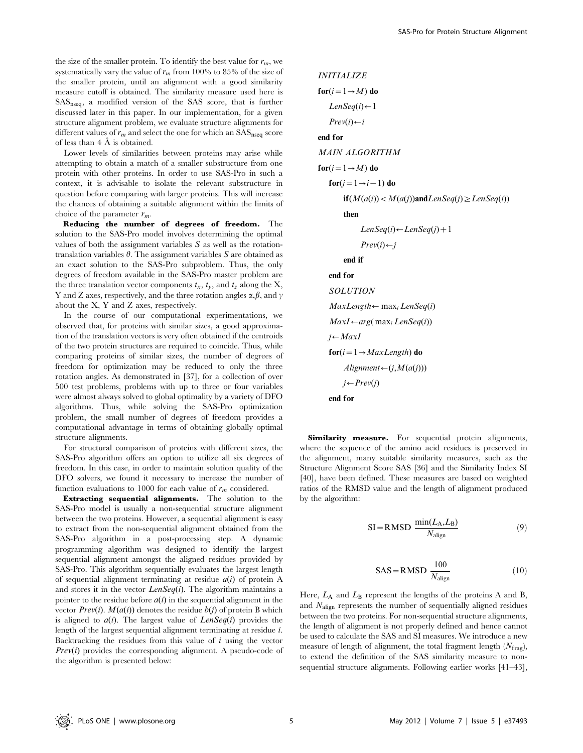the size of the smaller protein. To identify the best value for $r_m$, we systematically vary the value of $r_m$ from 100% to 85% of the size of the smaller protein, until an alignment with a good similarity measure cutoff is obtained. The similarity measure used here is $SAS_{nseq}$, a modified version of the SAS score, that is further discussed later in this paper. In our implementation, for a given structure alignment problem, we evaluate structure alignments for different values of $r_m$ and select the one for which an $SAS_{nseq}$ score of less than 4 Å is obtained.

Lower levels of similarities between proteins may arise while attempting to obtain a match of a smaller substructure from one protein with other proteins. In order to use SAS-Pro in such a context, it is advisable to isolate the relevant substructure in question before comparing with larger proteins. This will increase the chances of obtaining a suitable alignment within the limits of choice of the parameter $r_m$.

**Reducing the number of degrees of freedom.** The solution to the SAS-Pro model involves determining the optimal values of both the assignment variables $S$ as well as the rotation-translation variables $\theta$. The assignment variables $S$ are obtained as an exact solution to the SAS-Pro subproblem. Thus, the only degrees of freedom available in the SAS-Pro master problem are the three translation vector components $t_x$, $t_y$, and $t_z$ along the X, Y and Z axes, respectively, and the three rotation angles $\alpha, \beta$, and $\gamma$ about the X, Y and Z axes, respectively.

In the course of our computational experimentations, we observed that, for proteins with similar sizes, a good approximation of the translation vectors is very often obtained if the centroids of the two protein structures are required to coincide. Thus, while comparing proteins of similar sizes, the number of degrees of freedom for optimization may be reduced to only the three rotation angles. As demonstrated in [37], for a collection of over 500 test problems, problems with up to three or four variables were almost always solved to global optimality by a variety of DFO algorithms. Thus, while solving the SAS-Pro optimization problem, the small number of degrees of freedom provides a computational advantage in terms of obtaining globally optimal structure alignments.

For structural comparison of proteins with different sizes, the SAS-Pro algorithm offers an option to utilize all six degrees of freedom. In this case, in order to maintain solution quality of the DFO solvers, we found it necessary to increase the number of function evaluations to 1000 for each value of $r_m$ considered.

**Extracting sequential alignments.** The solution to the SAS-Pro model is usually a non-sequential structure alignment between the two proteins. However, a sequential alignment is easy to extract from the non-sequential alignment obtained from the SAS-Pro algorithm in a post-processing step. A dynamic programming algorithm was designed to identify the largest sequential alignment amongst the aligned residues provided by SAS-Pro. This algorithm sequentially evaluates the largest length of sequential alignment terminating at residue $a(i)$ of protein A and stores it in the vector $LenSeq(i)$. The algorithm maintains a pointer to the residue before $a(i)$ in the sequential alignment in the vector $Prev(i)$. $M(a(i))$ denotes the residue $b(j)$ of protein B which is aligned to $a(i)$. The largest value of $LenSeq(i)$ provides the length of the largest sequential alignment terminating at residue $i$. Backtracking the residues from this value of $i$ using the vector $Prev(i)$ provides the corresponding alignment. A pseudo-code of the algorithm is presented below:

```
INITIALIZE
for(i = 1 → M) do
    LenSeq(i) ← 1
    Prev(i) ← i
end for
MAIN ALGORITHM
for(i = 1 → M) do
    for(j = 1 → i − 1) do
        if(M(a(i)) < M(a(j)) and LenSeq(j) ≥ LenSeq(i))
        then
            LenSeq(i) ← LenSeq(j) + 1
            Prev(i) ← j
        end if
    end for
SOLUTION
MaxLength ← max_i LenSeq(i)
MaxI ← arg(max_i LenSeq(i))
j ← MaxI
for(i = 1 → MaxLength) do
    Alignment ← (j, M(a(j)))
    j ← Prev(j)
end for
```

**Similarity measure.** For sequential protein alignments, where the sequence of the amino acid residues is preserved in the alignment, many suitable similarity measures, such as the Structure Alignment Score SAS [36] and the Similarity Index SI [40], have been defined. These measures are based on weighted ratios of the RMSD value and the length of alignment produced by the algorithm:

$$\mathrm{SI} = \mathrm{RMSD}\ \frac{\min(L_\mathrm{A}, L_\mathrm{B})}{N_\mathrm{align}} \tag{9}$$

$$\mathrm{SAS} = \mathrm{RMSD}\ \frac{100}{N_\mathrm{align}} \tag{10}$$

Here, $L_\mathrm{A}$ and $L_\mathrm{B}$ represent the lengths of the proteins A and B, and $N_\mathrm{align}$ represents the number of sequentially aligned residues between the two proteins. For non-sequential structure alignments, the length of alignment is not properly defined and hence cannot be used to calculate the SAS and SI measures. We introduce a new measure of length of alignment, the total fragment length ($N_\mathrm{frag}$), to extend the definition of the SAS similarity measure to non-sequential structure alignments. Following earlier works [41–43],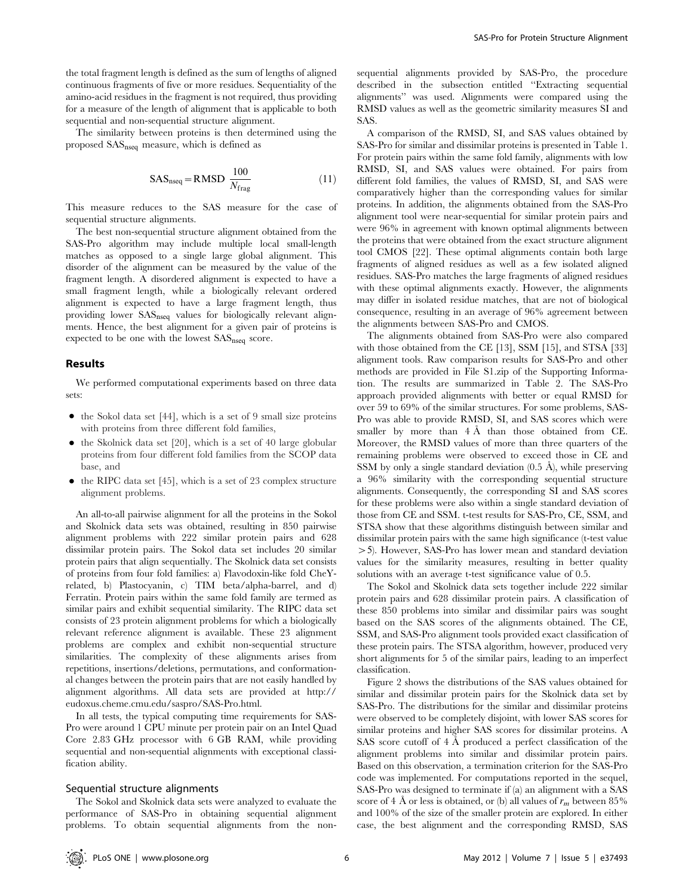the total fragment length is defined as the sum of lengths of aligned continuous fragments of five or more residues. Sequentiality of the amino-acid residues in the fragment is not required, thus providing for a measure of the length of alignment that is applicable to both sequential and non-sequential structure alignment.

The similarity between proteins is then determined using the proposed $SAS_{nseq}$ measure, which is defined as

$$SAS_{nseq} = RMSD\ \frac{100}{N_{frag}} \quad (11)$$

This measure reduces to the SAS measure for the case of sequential structure alignments.

The best non-sequential structure alignment obtained from the SAS-Pro algorithm may include multiple local small-length matches as opposed to a single large global alignment. This disorder of the alignment can be measured by the value of the fragment length. A disordered alignment is expected to have a small fragment length, while a biologically relevant ordered alignment is expected to have a large fragment length, thus providing lower $SAS_{nseq}$ values for biologically relevant alignments. Hence, the best alignment for a given pair of proteins is expected to be one with the lowest $SAS_{nseq}$ score.

## Results

We performed computational experiments based on three data sets:

- the Sokol data set [44], which is a set of 9 small size proteins with proteins from three different fold families,
- the Skolnick data set [20], which is a set of 40 large globular proteins from four different fold families from the SCOP data base, and
- the RIPC data set [45], which is a set of 23 complex structure alignment problems.

An all-to-all pairwise alignment for all the proteins in the Sokol and Skolnick data sets was obtained, resulting in 850 pairwise alignment problems with 222 similar protein pairs and 628 dissimilar protein pairs. The Sokol data set includes 20 similar protein pairs that align sequentially. The Skolnick data set consists of proteins from four fold families: a) Flavodoxin-like fold CheY-related, b) Plastocyanin, c) TIM beta/alpha-barrel, and d) Ferratin. Protein pairs within the same fold family are termed as similar pairs and exhibit sequential similarity. The RIPC data set consists of 23 protein alignment problems for which a biologically relevant reference alignment is available. These 23 alignment problems are complex and exhibit non-sequential structure similarities. The complexity of these alignments arises from repetitions, insertions/deletions, permutations, and conformational changes between the protein pairs that are not easily handled by alignment algorithms. All data sets are provided at http://eudoxus.cheme.cmu.edu/saspro/SAS-Pro.html.

In all tests, the typical computing time requirements for SAS-Pro were around 1 CPU minute per protein pair on an Intel Quad Core 2.83 GHz processor with 6 GB RAM, while providing sequential and non-sequential alignments with exceptional classification ability.

### Sequential structure alignments

The Sokol and Skolnick data sets were analyzed to evaluate the performance of SAS-Pro in obtaining sequential alignment problems. To obtain sequential alignments from the non-sequential alignments provided by SAS-Pro, the procedure described in the subsection entitled "Extracting sequential alignments" was used. Alignments were compared using the RMSD values as well as the geometric similarity measures SI and SAS.

A comparison of the RMSD, SI, and SAS values obtained by SAS-Pro for similar and dissimilar proteins is presented in Table 1. For protein pairs within the same fold family, alignments with low RMSD, SI, and SAS values were obtained. For pairs from different fold families, the values of RMSD, SI, and SAS were comparatively higher than the corresponding values for similar proteins. In addition, the alignments obtained from the SAS-Pro alignment tool were near-sequential for similar protein pairs and were 96% in agreement with known optimal alignments between the proteins that were obtained from the exact structure alignment tool CMOS [22]. These optimal alignments contain both large fragments of aligned residues as well as a few isolated aligned residues. SAS-Pro matches the large fragments of aligned residues with these optimal alignments exactly. However, the alignments may differ in isolated residue matches, that are not of biological consequence, resulting in an average of 96% agreement between the alignments between SAS-Pro and CMOS.

The alignments obtained from SAS-Pro were also compared with those obtained from the CE [13], SSM [15], and STSA [33] alignment tools. Raw comparison results for SAS-Pro and other methods are provided in File S1.zip of the Supporting Information. The results are summarized in Table 2. The SAS-Pro approach provided alignments with better or equal RMSD for over 59 to 69% of the similar structures. For some problems, SAS-Pro was able to provide RMSD, SI, and SAS scores which were smaller by more than 4 Å than those obtained from CE. Moreover, the RMSD values of more than three quarters of the remaining problems were observed to exceed those in CE and SSM by only a single standard deviation (0.5 Å), while preserving a 96% similarity with the corresponding sequential structure alignments. Consequently, the corresponding SI and SAS scores for these problems were also within a single standard deviation of those from CE and SSM. t-test results for SAS-Pro, CE, SSM, and STSA show that these algorithms distinguish between similar and dissimilar protein pairs with the same high significance (t-test value $>5$). However, SAS-Pro has lower mean and standard deviation values for the similarity measures, resulting in better quality solutions with an average t-test significance value of 0.5.

The Sokol and Skolnick data sets together include 222 similar protein pairs and 628 dissimilar protein pairs. A classification of these 850 problems into similar and dissimilar pairs was sought based on the SAS scores of the alignments obtained. The CE, SSM, and SAS-Pro alignment tools provided exact classification of these protein pairs. The STSA algorithm, however, produced very short alignments for 5 of the similar pairs, leading to an imperfect classification.

Figure 2 shows the distributions of the SAS values obtained for similar and dissimilar protein pairs for the Skolnick data set by SAS-Pro. The distributions for the similar and dissimilar proteins were observed to be completely disjoint, with lower SAS scores for similar proteins and higher SAS scores for dissimilar proteins. A SAS score cutoff of 4 Å produced a perfect classification of the alignment problems into similar and dissimilar protein pairs. Based on this observation, a termination criterion for the SAS-Pro code was implemented. For computations reported in the sequel, SAS-Pro was designed to terminate if (a) an alignment with a SAS score of 4 Å or less is obtained, or (b) all values of $r_m$ between 85% and 100% of the size of the smaller protein are explored. In either case, the best alignment and the corresponding RMSD, SAS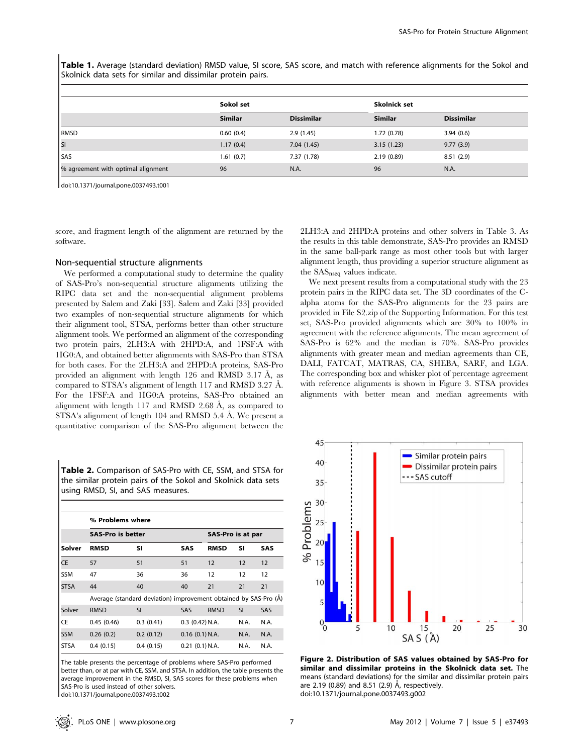**Table 1.** Average (standard deviation) RMSD value, SI score, SAS score, and match with reference alignments for the Sokol and Skolnick data sets for similar and dissimilar protein pairs.

| | Sokol set | | Skolnick set | |
|---|---|---|---|---|
| | Similar | Dissimilar | Similar | Dissimilar |
| RMSD | 0.60 (0.4) | 2.9 (1.45) | 1.72 (0.78) | 3.94 (0.6) |
| SI | 1.17 (0.4) | 7.04 (1.45) | 3.15 (1.23) | 9.77 (3.9) |
| SAS | 1.61 (0.7) | 7.37 (1.78) | 2.19 (0.89) | 8.51 (2.9) |
| % agreement with optimal alignment | 96 | N.A. | 96 | N.A. |

doi:10.1371/journal.pone.0037493.t001

score, and fragment length of the alignment are returned by the software.

## Non-sequential structure alignments

We performed a computational study to determine the quality of SAS-Pro's non-sequential structure alignments utilizing the RIPC data set and the non-sequential alignment problems presented by Salem and Zaki [33]. Salem and Zaki [33] provided two examples of non-sequential structure alignments for which their alignment tool, STSA, performs better than other structure alignment tools. We performed an alignment of the corresponding two protein pairs, 2LH3:A with 2HPD:A, and 1FSF:A with 1IG0:A, and obtained better alignments with SAS-Pro than STSA for both cases. For the 2LH3:A and 2HPD:A proteins, SAS-Pro provided an alignment with length 126 and RMSD 3.17 Å, as compared to STSA's alignment of length 117 and RMSD 3.27 Å. For the 1FSF:A and 1IG0:A proteins, SAS-Pro obtained an alignment with length 117 and RMSD 2.68 Å, as compared to STSA's alignment of length 104 and RMSD 5.4 Å. We present a quantitative comparison of the SAS-Pro alignment between the 2LH3:A and 2HPD:A proteins and other solvers in Table 3. As the results in this table demonstrate, SAS-Pro provides an RMSD in the same ball-park range as most other tools but with larger alignment length, thus providing a superior structure alignment as the $SAS_{nseq}$ values indicate.

We next present results from a computational study with the 23 protein pairs in the RIPC data set. The 3D coordinates of the C-alpha atoms for the SAS-Pro alignments for the 23 pairs are provided in File S2.zip of the Supporting Information. For this test set, SAS-Pro provided alignments which are 30% to 100% in agreement with the reference alignments. The mean agreement of SAS-Pro is 62% and the median is 70%. SAS-Pro provides alignments with greater mean and median agreements than CE, DALI, FATCAT, MATRAS, CA, SHEBA, SARF, and LGA. The corresponding box and whisker plot of percentage agreement with reference alignments is shown in Figure 3. STSA provides alignments with better mean and median agreements with

**Table 2.** Comparison of SAS-Pro with CE, SSM, and STSA for the similar protein pairs of the Sokol and Skolnick data sets using RMSD, SI, and SAS measures.

| | % Problems where | | | | | |
|---|---|---|---|---|---|---|
| | SAS-Pro is better | | | SAS-Pro is at par | | |
| Solver | RMSD | SI | SAS | RMSD | SI | SAS |
| CE | 57 | 51 | 51 | 12 | 12 | 12 |
| SSM | 47 | 36 | 36 | 12 | 12 | 12 |
| STSA | 44 | 40 | 40 | 21 | 21 | 21 |
| | Average (standard deviation) improvement obtained by SAS-Pro (Å) | | | | | |
| Solver | RMSD | SI | SAS | RMSD | SI | SAS |
| CE | 0.45 (0.46) | 0.3 (0.41) | 0.3 (0.42) | N.A. | N.A. | N.A. |
| SSM | 0.26 (0.2) | 0.2 (0.12) | 0.16 (0.1) | N.A. | N.A. | N.A. |
| STSA | 0.4 (0.15) | 0.4 (0.15) | 0.21 (0.1) | N.A. | N.A. | N.A. |

The table presents the percentage of problems where SAS-Pro performed better than, or at par with CE, SSM, and STSA. In addition, the table presents the average improvement in the RMSD, SI, SAS scores for these problems when SAS-Pro is used instead of other solvers.
doi:10.1371/journal.pone.0037493.t002

**Figure 2. Distribution of SAS values obtained by SAS-Pro for similar and dissimilar proteins in the Skolnick data set.** The means (standard deviations) for the similar and dissimilar protein pairs are 2.19 (0.89) and 8.51 (2.9) Å, respectively.
doi:10.1371/journal.pone.0037493.g002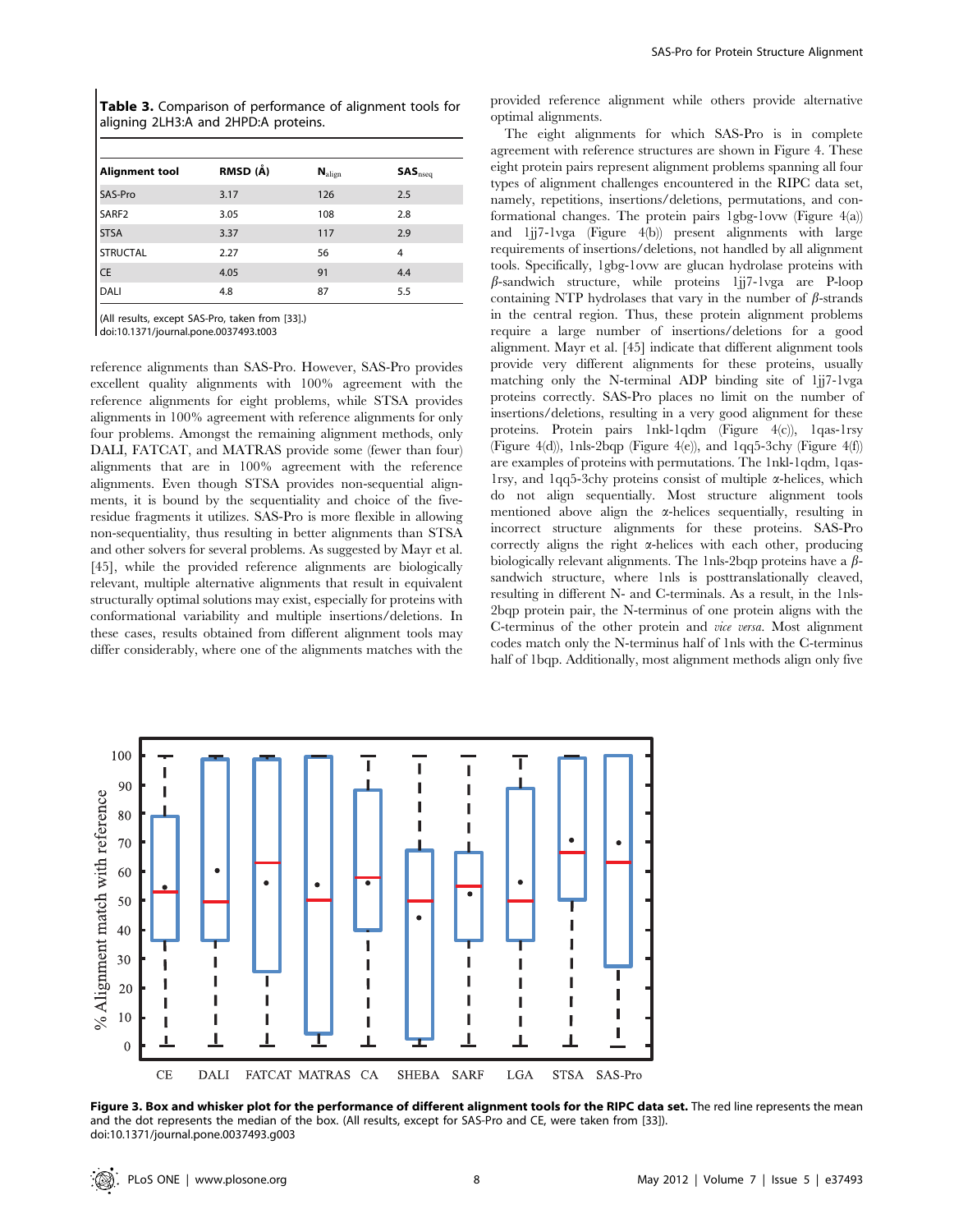**Table 3.** Comparison of performance of alignment tools for aligning 2LH3:A and 2HPD:A proteins.

| Alignment tool | RMSD (Å) | $N_{align}$ | $SAS_{nseq}$ |
|---|---|---|---|
| SAS-Pro | 3.17 | 126 | 2.5 |
| SARF2 | 3.05 | 108 | 2.8 |
| STSA | 3.37 | 117 | 2.9 |
| STRUCTAL | 2.27 | 56 | 4 |
| CE | 4.05 | 91 | 4.4 |
| DALI | 4.8 | 87 | 5.5 |

(All results, except SAS-Pro, taken from [33].)
doi:10.1371/journal.pone.0037493.t003

reference alignments than SAS-Pro. However, SAS-Pro provides excellent quality alignments with 100% agreement with the reference alignments for eight problems, while STSA provides alignments in 100% agreement with reference alignments for only four problems. Amongst the remaining alignment methods, only DALI, FATCAT, and MATRAS provide some (fewer than four) alignments that are in 100% agreement with the reference alignments. Even though STSA provides non-sequential alignments, it is bound by the sequentiality and choice of the five-residue fragments it utilizes. SAS-Pro is more flexible in allowing non-sequentiality, thus resulting in better alignments than STSA and other solvers for several problems. As suggested by Mayr et al. [45], while the provided reference alignments are biologically relevant, multiple alternative alignments that result in equivalent structurally optimal solutions may exist, especially for proteins with conformational variability and multiple insertions/deletions. In these cases, results obtained from different alignment tools may differ considerably, where one of the alignments matches with the provided reference alignment while others provide alternative optimal alignments.

The eight alignments for which SAS-Pro is in complete agreement with reference structures are shown in Figure 4. These eight protein pairs represent alignment problems spanning all four types of alignment challenges encountered in the RIPC data set, namely, repetitions, insertions/deletions, permutations, and conformational changes. The protein pairs 1gbg-1ovw (Figure 4(a)) and 1jj7-1vga (Figure 4(b)) present alignments with large requirements of insertions/deletions, not handled by all alignment tools. Specifically, 1gbg-1ovw are glucan hydrolase proteins with $\beta$-sandwich structure, while proteins 1jj7-1vga are P-loop containing NTP hydrolases that vary in the number of $\beta$-strands in the central region. Thus, these protein alignment problems require a large number of insertions/deletions for a good alignment. Mayr et al. [45] indicate that different alignment tools provide very different alignments for these proteins, usually matching only the N-terminal ADP binding site of 1jj7-1vga proteins correctly. SAS-Pro places no limit on the number of insertions/deletions, resulting in a very good alignment for these proteins. Protein pairs 1nkl-1qdm (Figure 4(c)), 1qas-1rsy (Figure 4(d)), 1nls-2bqp (Figure 4(e)), and 1qq5-3chy (Figure 4(f)) are examples of proteins with permutations. The 1nkl-1qdm, 1qas-1rsy, and 1qq5-3chy proteins consist of multiple $\alpha$-helices, which do not align sequentially. Most structure alignment tools mentioned above align the $\alpha$-helices sequentially, resulting in incorrect structure alignments for these proteins. SAS-Pro correctly aligns the right $\alpha$-helices with each other, producing biologically relevant alignments. The 1nls-2bqp proteins have a $\beta$-sandwich structure, where 1nls is posttranslationally cleaved, resulting in different N- and C-terminals. As a result, in the 1nls-2bqp protein pair, the N-terminus of one protein aligns with the C-terminus of the other protein and *vice versa*. Most alignment codes match only the N-terminus half of 1nls with the C-terminus half of 1bqp. Additionally, most alignment methods align only five

**Figure 3. Box and whisker plot for the performance of different alignment tools for the RIPC data set.** The red line represents the mean and the dot represents the median of the box. (All results, except for SAS-Pro and CE, were taken from [33]).
doi:10.1371/journal.pone.0037493.g003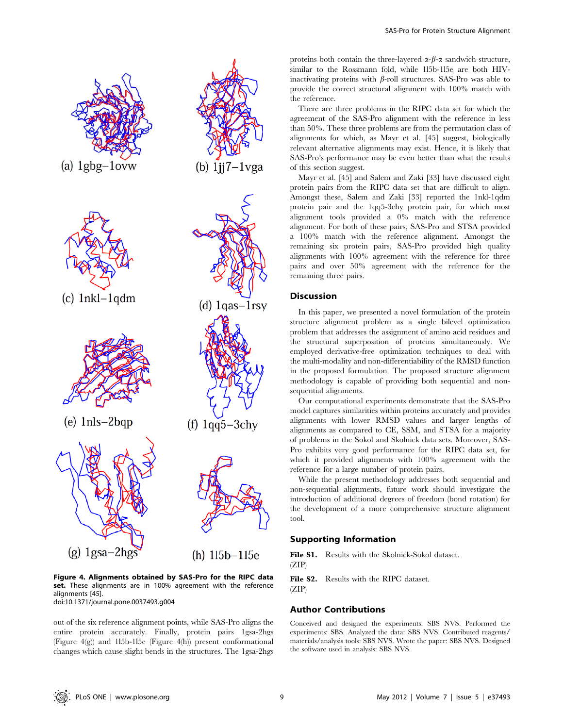Figure 4. Alignments obtained by SAS-Pro for the RIPC data set. These alignments are in 100% agreement with the reference alignments [45].
doi:10.1371/journal.pone.0037493.g004

out of the six reference alignment points, while SAS-Pro aligns the entire protein accurately. Finally, protein pairs 1gsa-2hgs (Figure 4(g)) and 1l5b-1l5e (Figure 4(h)) present conformational changes which cause slight bends in the structures. The 1gsa-2hgs proteins both contain the three-layered $\alpha$-$\beta$-$\alpha$ sandwich structure, similar to the Rossmann fold, while 1l5b-1l5e are both HIV-inactivating proteins with $\beta$-roll structures. SAS-Pro was able to provide the correct structural alignment with 100% match with the reference.

There are three problems in the RIPC data set for which the agreement of the SAS-Pro alignment with the reference in less than 50%. These three problems are from the permutation class of alignments for which, as Mayr et al. [45] suggest, biologically relevant alternative alignments may exist. Hence, it is likely that SAS-Pro's performance may be even better than what the results of this section suggest.

Mayr et al. [45] and Salem and Zaki [33] have discussed eight protein pairs from the RIPC data set that are difficult to align. Amongst these, Salem and Zaki [33] reported the 1nkl-1qdm protein pair and the 1qq5-3chy protein pair, for which most alignment tools provided a 0% match with the reference alignment. For both of these pairs, SAS-Pro and STSA provided a 100% match with the reference alignment. Amongst the remaining six protein pairs, SAS-Pro provided high quality alignments with 100% agreement with the reference for three pairs and over 50% agreement with the reference for the remaining three pairs.

## Discussion

In this paper, we presented a novel formulation of the protein structure alignment problem as a single bilevel optimization problem that addresses the assignment of amino acid residues and the structural superposition of proteins simultaneously. We employed derivative-free optimization techniques to deal with the multi-modality and non-differentiability of the RMSD function in the proposed formulation. The proposed structure alignment methodology is capable of providing both sequential and non-sequential alignments.

Our computational experiments demonstrate that the SAS-Pro model captures similarities within proteins accurately and provides alignments with lower RMSD values and larger lengths of alignments as compared to CE, SSM, and STSA for a majority of problems in the Sokol and Skolnick data sets. Moreover, SAS-Pro exhibits very good performance for the RIPC data set, for which it provided alignments with 100% agreement with the reference for a large number of protein pairs.

While the present methodology addresses both sequential and non-sequential alignments, future work should investigate the introduction of additional degrees of freedom (bond rotation) for the development of a more comprehensive structure alignment tool.

## Supporting Information

**File S1.** Results with the Skolnick-Sokol dataset.
(ZIP)

**File S2.** Results with the RIPC dataset.
(ZIP)

## Author Contributions

Conceived and designed the experiments: SBS NVS. Performed the experiments: SBS. Analyzed the data: SBS NVS. Contributed reagents/materials/analysis tools: SBS NVS. Wrote the paper: SBS NVS. Designed the software used in analysis: SBS NVS.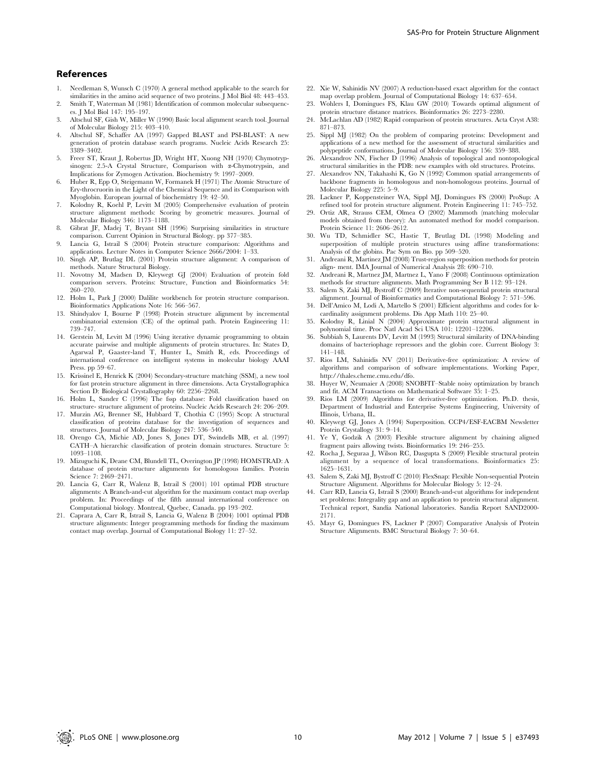## References

1. Needleman S, Wunsch C (1970) A general method applicable to the search for similarities in the amino acid sequence of two proteins. J Mol Biol 48: 443–453.
2. Smith T, Waterman M (1981) Identification of common molecular subsequences. J Mol Biol 147: 195–197.
3. Altschul SF, Gish W, Miller W (1990) Basic local alignment search tool. Journal of Molecular Biology 215: 403–410.
4. Altschul SF, Schaffer AA (1997) Gapped BLAST and PSI-BLAST: A new generation of protein database search programs. Nucleic Acids Research 25: 3389–3402.
5. Freer ST, Kraut J, Robertus JD, Wright HT, Xuong NH (1970) Chymotrypsinogen: 2.5-A Crystal Structure, Comparison with α-Chymotrypsin, and Implications for Zymogen Activation. Biochemistry 9: 1997–2009.
6. Huber R, Epp O, Steigemann W, Formanek H (1971) The Atomic Structure of Ery-throcruorin in the Light of the Chemical Sequence and its Comparison with Myoglobin. European journal of biochemistry 19: 42–50.
7. Kolodny R, Koehl P, Levitt M (2005) Comprehensive evaluation of protein structure alignment methods: Scoring by geometric measures. Journal of Molecular Biology 346: 1173–1188.
8. Gibrat JF, Madej T, Bryant SH (1996) Surprising similarities in structure comparison. Current Opinion in Structural Biology. pp 377–385.
9. Lancia G, Istrail S (2004) Protein structure comparison: Algorithms and applications. Lecture Notes in Computer Science 2666/2004: 1–33.
10. Singh AP, Brutlag DL (2001) Protein structure alignment: A comparison of methods. Nature Structural Biology.
11. Novotny M, Madsen D, Kleywegt GJ (2004) Evaluation of protein fold comparison servers. Proteins: Structure, Function and Bioinformatics 54: 260–270.
12. Holm L, Park J (2000) Dalilite workbench for protein structure comparison. Bioinformatics Applications Note 16: 566–567.
13. Shindyalov I, Bourne P (1998) Protein structure alignment by incremental combinatorial extension (CE) of the optimal path. Protein Engineering 11: 739–747.
14. Gerstein M, Levitt M (1996) Using iterative dynamic programming to obtain accurate pairwise and multiple alignments of protein structures. In: States D, Agarwal P, Gaaster-land T, Hunter L, Smith R, eds. Proceedings of international conference on intelligent systems in molecular biology AAAI Press. pp 59–67.
15. Krissinel E, Henrick K (2004) Secondary-structure matching (SSM), a new tool for fast protein structure alignment in three dimensions. Acta Crystallographica Section D: Biological Crystallography 60: 2256–2268.
16. Holm L, Sander C (1996) The fssp database: Fold classification based on structure- structure alignment of proteins. Nucleic Acids Research 24: 206–209.
17. Murzin AG, Brenner SE, Hubbard T, Chothia C (1995) Scop: A structural classification of proteins database for the investigation of sequences and structures. Journal of Molecular Biology 247: 536–540.
18. Orengo CA, Michie AD, Jones S, Jones DT, Swindells MB, et al. (1997) CATH–A hierarchic classification of protein domain structures. Structure 5: 1093–1108.
19. Mizuguchi K, Deane CM, Blundell TL, Overington JP (1998) HOMSTRAD: A database of protein structure alignments for homologous families. Protein Science 7: 2469–2471.
20. Lancia G, Carr R, Walenz B, Istrail S (2001) 101 optimal PDB structure alignments: A Branch-and-cut algorithm for the maximum contact map overlap problem. In: Proceedings of the fifth annual international conference on Computational biology. Montreal, Quebec, Canada. pp 193–202.
21. Caprara A, Carr R, Istrail S, Lancia G, Walenz B (2004) 1001 optimal PDB structure alignments: Integer programming methods for finding the maximum contact map overlap. Journal of Computational Biology 11: 27–52.
22. Xie W, Sahinidis NV (2007) A reduction-based exact algorithm for the contact map overlap problem. Journal of Computational Biology 14: 637–654.
23. Wohlers I, Domingues FS, Klau GW (2010) Towards optimal alignment of protein structure distance matrices. Bioinformatics 26: 2273–2280.
24. McLachlan AD (1982) Rapid comparison of protein structures. Acta Cryst A38: 871–873.
25. Sippl MJ (1982) On the problem of comparing proteins: Development and applications of a new method for the assessment of structural similarities and polypeptide conformations. Journal of Molecular Biology 156: 359–388.
26. Alexandrov NN, Fischer D (1996) Analysis of topological and nontopological structural similarities in the PDB: new examples with old structures. Proteins.
27. Alexandrov NN, Takahashi K, Go N (1992) Common spatial arrangements of backbone fragments in homologous and non-homologous proteins. Journal of Molecular Biology 225: 5–9.
28. Lackner P, Koppensteiner WA, Sippl MJ, Domingues FS (2000) ProSup: A refined tool for protein structure alignment. Protein Engineering 11: 745–752.
29. Ortiz AR, Strauss CEM, Olmea O (2002) Mammoth (matching molecular models obtained from theory): An automated method for model comparison. Protein Science 11: 2606–2612.
30. Wu TD, Schmidler SC, Hastie T, Brutlag DL (1998) Modeling and superposition of multiple protein structures using affine transformations: Analysis of the globins. Pac Sym on Bio. pp 509–520.
31. Andreani R, Martinez JM (2008) Trust-region superposition methods for protein align- ment. IMA Journal of Numerical Analysis 28: 690–710.
32. Andreani R, Martnez JM, Martnez L, Yano F (2008) Continuous optimization methods for structure alignments. Math Programming Ser B 112: 93–124.
33. Salem S, Zaki MJ, Bystroff C (2009) Iterative non-sequential protein structural alignment. Journal of Bioinformatics and Computational Biology 7: 571–596.
34. Dell'Amico M, Lodi A, Martello S (2001) Efficient algorithms and codes for k-cardinality assignment problems. Dis App Math 110: 25–40.
35. Kolodny R, Linial N (2004) Approximate protein structural alignment in polynomial time. Proc Natl Acad Sci USA 101: 12201–12206.
36. Subbiah S, Laurents DV, Levitt M (1993) Structural similarity of DNA-binding domains of bacteriophage repressors and the globin core. Current Biology 3: 141–148.
37. Rios LM, Sahinidis NV (2011) Derivative-free optimization: A review of algorithms and comparison of software implementations. Working Paper, http://thales.cheme.cmu.edu/dfo.
38. Huyer W, Neumaier A (2008) SNOBFIT–Stable noisy optimization by branch and fit. ACM Transactions on Mathematical Software 35: 1–25.
39. Rios LM (2009) Algorithms for derivative-free optimization. Ph.D. thesis, Department of Industrial and Enterprise Systems Engineering, University of Illinois, Urbana, IL.
40. Kleywegt GJ, Jones A (1994) Superposition. CCP4/ESF-EACBM Newsletter Protein Crystallogy 31: 9–14.
41. Ye Y, Godzik A (2003) Flexible structure alignment by chaining aligned fragment pairs allowing twists. Bioinformatics 19: 246–255.
42. Rocha J, Seguraa J, Wilson RC, Dasgupta S (2009) Flexible structural protein alignment by a sequence of local transformations. Bioinformatics 25: 1625–1631.
43. Salem S, Zaki MJ, Bystroff C (2010) FlexSnap: Flexible Non-sequential Protein Structure Alignment. Algorithms for Molecular Biology 5: 12–24.
44. Carr RD, Lancia G, Istrail S (2000) Branch-and-cut algorithms for independent set problems: Integrality gap and an application to protein structural alignment. Technical report, Sandia National laboratories. Sandia Report SAND2000-2171.
45. Mayr G, Domingues FS, Lackner P (2007) Comparative Analysis of Protein Structure Alignments. BMC Structural Biology 7: 50–64.